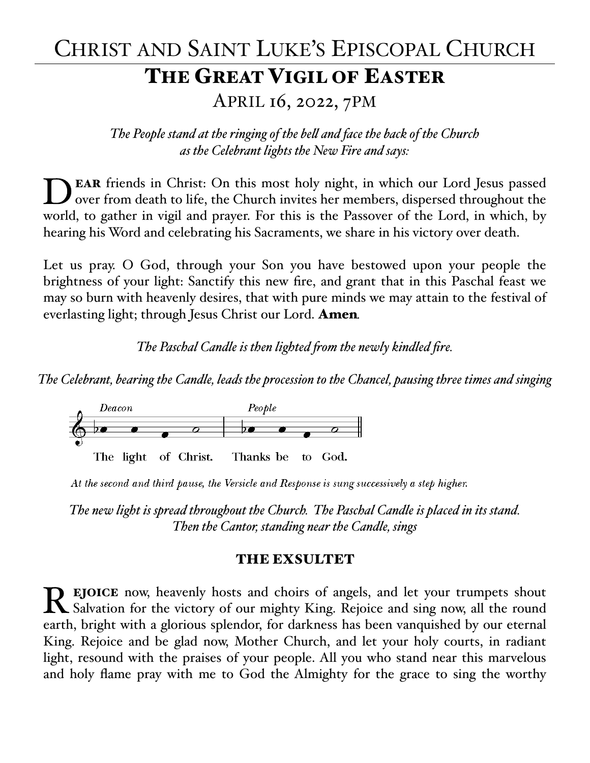# Christ and Saint Luke's Episcopal Church

## The Great Vigil of Easter

April 16, 2022, 7pm

*The People stand at the ringing of the bell and face the back of the Church as the Celebrant lights the New Fire and says:*

**Dear** friends in Christ: On this most holy night, in which our Lord Jesus passed over from death to life, the Church invites her members, dispersed throughout the world, to gather in vigil and prayer. For this is the Passover of the Lord, in which, by hearing his Word and celebrating his Sacraments, we share in his victory over death.

Let us pray. O God, through your Son you have bestowed upon your people the brightness of your light: Sanctify this new fire, and grant that in this Paschal feast we may so burn with heavenly desires, that with pure minds we may attain to the festival of everlasting light; through Jesus Christ our Lord. **Amen**.

*The Paschal Candle is then lighted from the newly kindled fire.*

*The Celebrant, bearing the Candle, leads the procession to the Chancel, pausing three times and singing*

*Deacon* The light of Christ. *People* Thanks be to God.

*At the second and third pause, the Versicle and Response is sung successively a step higher.*

*The new light is spread throughout the Church. The Paschal Candle is placed in its stand. Then the Cantor, standing near the Candle, sings*

### THE EXSULTET

**Rejoice** now, heavenly hosts and choirs of angels, and let your trumpets shout Salvation for the victory of our mighty King. Rejoice and sing now, all the round earth, bright with a glorious splendor, for darkness has been vanquished by our eternal King. Rejoice and be glad now, Mother Church, and let your holy courts, in radiant light, resound with the praises of your people. All you who stand near this marvelous and holy flame pray with me to God the Almighty for the grace to sing the worthy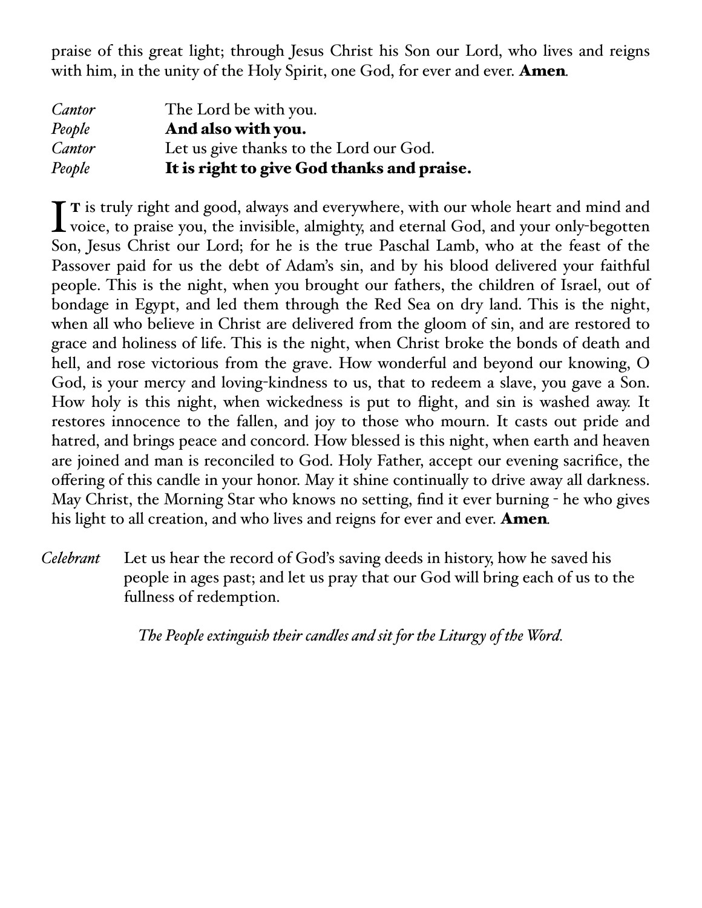praise of this great light; through Jesus Christ his Son our Lord, who lives and reigns with him, in the unity of the Holy Spirit, one God, for ever and ever. **Amen**.

| | |
|---|---|
| *Cantor* | The Lord be with you. |
| *People* | **And also with you.** |
| *Cantor* | Let us give thanks to the Lord our God. |
| *People* | **It is right to give God thanks and praise.** |

IT is truly right and good, always and everywhere, with our whole heart and mind and voice, to praise you, the invisible, almighty, and eternal God, and your only-begotten Son, Jesus Christ our Lord; for he is the true Paschal Lamb, who at the feast of the Passover paid for us the debt of Adam's sin, and by his blood delivered your faithful people. This is the night, when you brought our fathers, the children of Israel, out of bondage in Egypt, and led them through the Red Sea on dry land. This is the night, when all who believe in Christ are delivered from the gloom of sin, and are restored to grace and holiness of life. This is the night, when Christ broke the bonds of death and hell, and rose victorious from the grave. How wonderful and beyond our knowing, O God, is your mercy and loving-kindness to us, that to redeem a slave, you gave a Son. How holy is this night, when wickedness is put to flight, and sin is washed away. It restores innocence to the fallen, and joy to those who mourn. It casts out pride and hatred, and brings peace and concord. How blessed is this night, when earth and heaven are joined and man is reconciled to God. Holy Father, accept our evening sacrifice, the offering of this candle in your honor. May it shine continually to drive away all darkness. May Christ, the Morning Star who knows no setting, find it ever burning - he who gives his light to all creation, and who lives and reigns for ever and ever. **Amen**.

*Celebrant* Let us hear the record of God's saving deeds in history, how he saved his people in ages past; and let us pray that our God will bring each of us to the fullness of redemption.

*The People extinguish their candles and sit for the Liturgy of the Word.*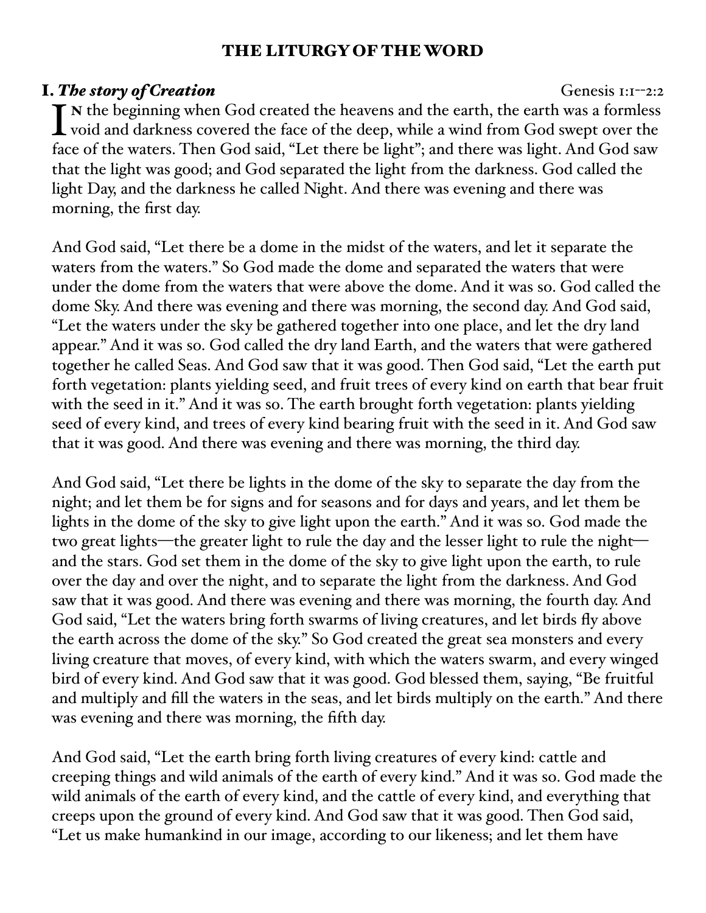# THE LITURGY OF THE WORD

## I. *The story of Creation* Genesis 1:1–2:2

IN the beginning when God created the heavens and the earth, the earth was a formless void and darkness covered the face of the deep, while a wind from God swept over the face of the waters. Then God said, "Let there be light"; and there was light. And God saw that the light was good; and God separated the light from the darkness. God called the light Day, and the darkness he called Night. And there was evening and there was morning, the first day.

And God said, "Let there be a dome in the midst of the waters, and let it separate the waters from the waters." So God made the dome and separated the waters that were under the dome from the waters that were above the dome. And it was so. God called the dome Sky. And there was evening and there was morning, the second day. And God said, "Let the waters under the sky be gathered together into one place, and let the dry land appear." And it was so. God called the dry land Earth, and the waters that were gathered together he called Seas. And God saw that it was good. Then God said, "Let the earth put forth vegetation: plants yielding seed, and fruit trees of every kind on earth that bear fruit with the seed in it." And it was so. The earth brought forth vegetation: plants yielding seed of every kind, and trees of every kind bearing fruit with the seed in it. And God saw that it was good. And there was evening and there was morning, the third day.

And God said, "Let there be lights in the dome of the sky to separate the day from the night; and let them be for signs and for seasons and for days and years, and let them be lights in the dome of the sky to give light upon the earth." And it was so. God made the two great lights—the greater light to rule the day and the lesser light to rule the night—and the stars. God set them in the dome of the sky to give light upon the earth, to rule over the day and over the night, and to separate the light from the darkness. And God saw that it was good. And there was evening and there was morning, the fourth day. And God said, "Let the waters bring forth swarms of living creatures, and let birds fly above the earth across the dome of the sky." So God created the great sea monsters and every living creature that moves, of every kind, with which the waters swarm, and every winged bird of every kind. And God saw that it was good. God blessed them, saying, "Be fruitful and multiply and fill the waters in the seas, and let birds multiply on the earth." And there was evening and there was morning, the fifth day.

And God said, "Let the earth bring forth living creatures of every kind: cattle and creeping things and wild animals of the earth of every kind." And it was so. God made the wild animals of the earth of every kind, and the cattle of every kind, and everything that creeps upon the ground of every kind. And God saw that it was good. Then God said, "Let us make humankind in our image, according to our likeness; and let them have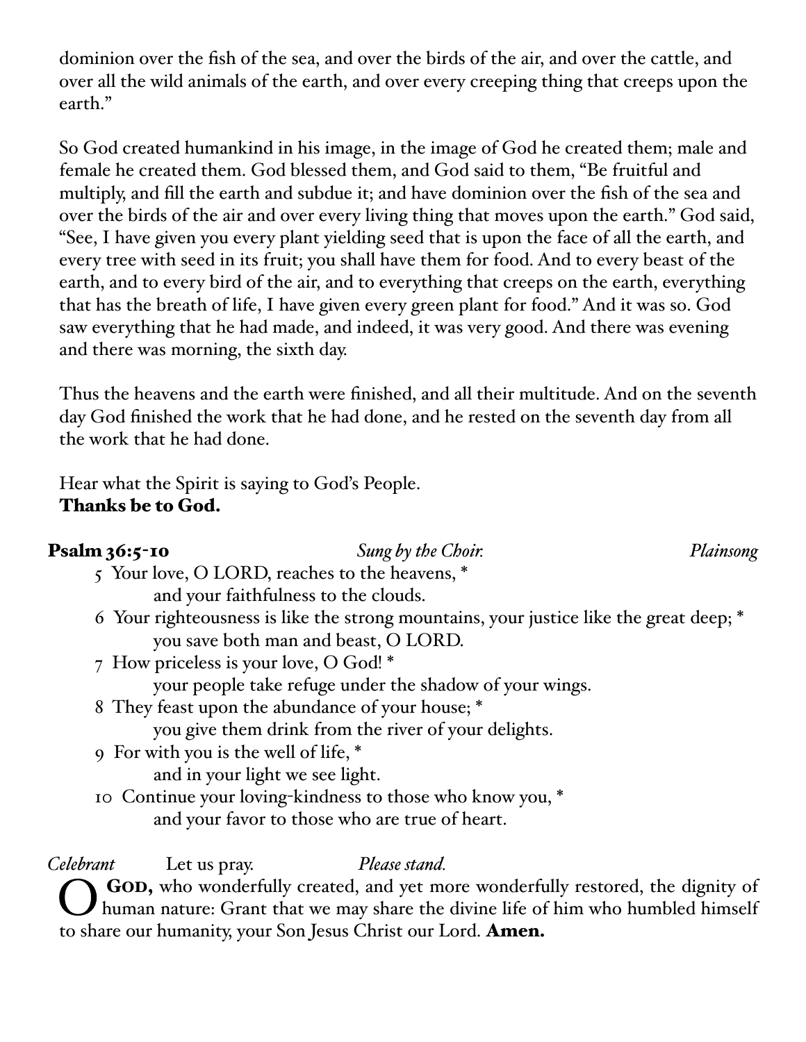dominion over the fish of the sea, and over the birds of the air, and over the cattle, and over all the wild animals of the earth, and over every creeping thing that creeps upon the earth."

So God created humankind in his image, in the image of God he created them; male and female he created them. God blessed them, and God said to them, "Be fruitful and multiply, and fill the earth and subdue it; and have dominion over the fish of the sea and over the birds of the air and over every living thing that moves upon the earth." God said, "See, I have given you every plant yielding seed that is upon the face of all the earth, and every tree with seed in its fruit; you shall have them for food. And to every beast of the earth, and to every bird of the air, and to everything that creeps on the earth, everything that has the breath of life, I have given every green plant for food." And it was so. God saw everything that he had made, and indeed, it was very good. And there was evening and there was morning, the sixth day.

Thus the heavens and the earth were finished, and all their multitude. And on the seventh day God finished the work that he had done, and he rested on the seventh day from all the work that he had done.

Hear what the Spirit is saying to God's People.
**Thanks be to God.**

**Psalm 36:5-10** *Sung by the Choir.* *Plainsong*

5 Your love, O LORD, reaches to the heavens, *
 and your faithfulness to the clouds.
6 Your righteousness is like the strong mountains, your justice like the great deep; *
 you save both man and beast, O LORD.
7 How priceless is your love, O God! *
 your people take refuge under the shadow of your wings.
8 They feast upon the abundance of your house; *
 you give them drink from the river of your delights.
9 For with you is the well of life, *
 and in your light we see light.
10 Continue your loving-kindness to those who know you, *
 and your favor to those who are true of heart.

*Celebrant* Let us pray. *Please stand.*

O **God,** who wonderfully created, and yet more wonderfully restored, the dignity of human nature: Grant that we may share the divine life of him who humbled himself to share our humanity, your Son Jesus Christ our Lord. **Amen.**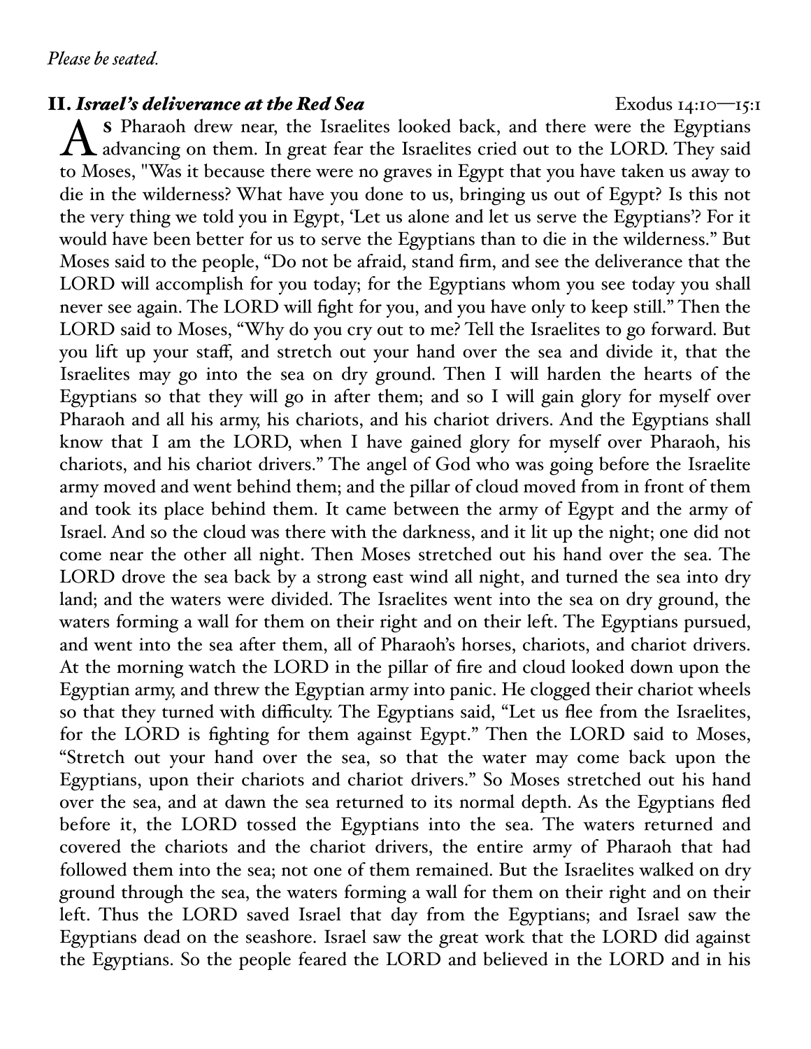*Please be seated.*

**II. *Israel's deliverance at the Red Sea*** Exodus 14:10—15:1

As Pharaoh drew near, the Israelites looked back, and there were the Egyptians advancing on them. In great fear the Israelites cried out to the LORD. They said to Moses, "Was it because there were no graves in Egypt that you have taken us away to die in the wilderness? What have you done to us, bringing us out of Egypt? Is this not the very thing we told you in Egypt, 'Let us alone and let us serve the Egyptians'? For it would have been better for us to serve the Egyptians than to die in the wilderness." But Moses said to the people, "Do not be afraid, stand firm, and see the deliverance that the LORD will accomplish for you today; for the Egyptians whom you see today you shall never see again. The LORD will fight for you, and you have only to keep still." Then the LORD said to Moses, "Why do you cry out to me? Tell the Israelites to go forward. But you lift up your staff, and stretch out your hand over the sea and divide it, that the Israelites may go into the sea on dry ground. Then I will harden the hearts of the Egyptians so that they will go in after them; and so I will gain glory for myself over Pharaoh and all his army, his chariots, and his chariot drivers. And the Egyptians shall know that I am the LORD, when I have gained glory for myself over Pharaoh, his chariots, and his chariot drivers." The angel of God who was going before the Israelite army moved and went behind them; and the pillar of cloud moved from in front of them and took its place behind them. It came between the army of Egypt and the army of Israel. And so the cloud was there with the darkness, and it lit up the night; one did not come near the other all night. Then Moses stretched out his hand over the sea. The LORD drove the sea back by a strong east wind all night, and turned the sea into dry land; and the waters were divided. The Israelites went into the sea on dry ground, the waters forming a wall for them on their right and on their left. The Egyptians pursued, and went into the sea after them, all of Pharaoh's horses, chariots, and chariot drivers. At the morning watch the LORD in the pillar of fire and cloud looked down upon the Egyptian army, and threw the Egyptian army into panic. He clogged their chariot wheels so that they turned with difficulty. The Egyptians said, "Let us flee from the Israelites, for the LORD is fighting for them against Egypt." Then the LORD said to Moses, "Stretch out your hand over the sea, so that the water may come back upon the Egyptians, upon their chariots and chariot drivers." So Moses stretched out his hand over the sea, and at dawn the sea returned to its normal depth. As the Egyptians fled before it, the LORD tossed the Egyptians into the sea. The waters returned and covered the chariots and the chariot drivers, the entire army of Pharaoh that had followed them into the sea; not one of them remained. But the Israelites walked on dry ground through the sea, the waters forming a wall for them on their right and on their left. Thus the LORD saved Israel that day from the Egyptians; and Israel saw the Egyptians dead on the seashore. Israel saw the great work that the LORD did against the Egyptians. So the people feared the LORD and believed in the LORD and in his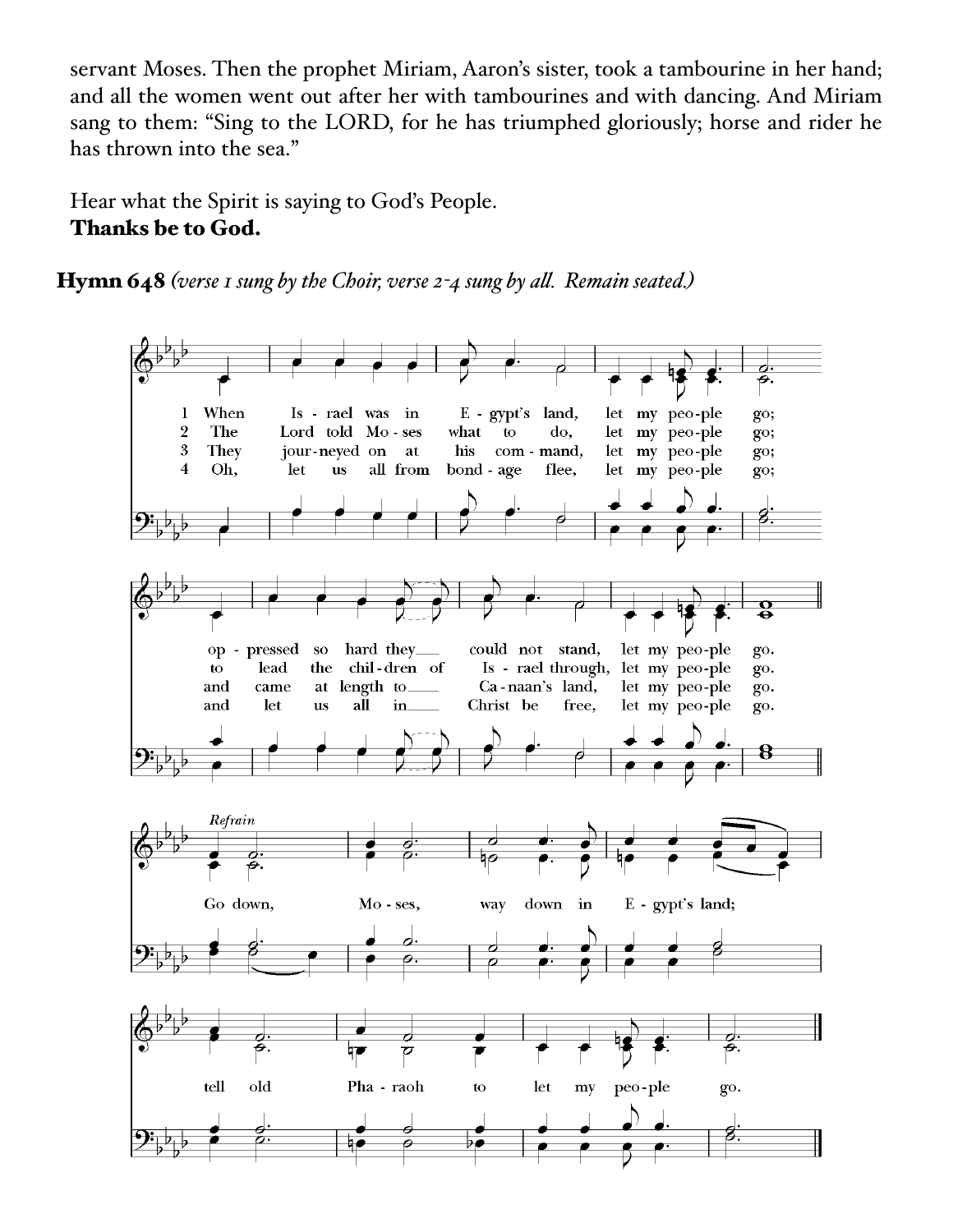servant Moses. Then the prophet Miriam, Aaron's sister, took a tambourine in her hand; and all the women went out after her with tambourines and with dancing. And Miriam sang to them: "Sing to the LORD, for he has triumphed gloriously; horse and rider he has thrown into the sea."

Hear what the Spirit is saying to God's People.
**Thanks be to God.**

**Hymn 648** *(verse 1 sung by the Choir, verse 2-4 sung by all. Remain seated.)*

1 When Is - rael was in E - gypt's land, let my peo-ple go;
op - pressed so hard they could not stand, let my peo-ple go.

2 The Lord told Mo - ses what to do, let my peo-ple go;
to lead the chil - dren of Is - rael through, let my peo-ple go.

3 They jour - neyed on at his com - mand, let my peo-ple go;
and came at length to Ca - naan's land, let my peo-ple go.

4 Oh, let us all from bond - age flee, let my peo-ple go;
and let us all in Christ be free, let my peo-ple go.

*Refrain*
Go down, Mo - ses, way down in E - gypt's land;
tell old Pha - raoh to let my peo-ple go.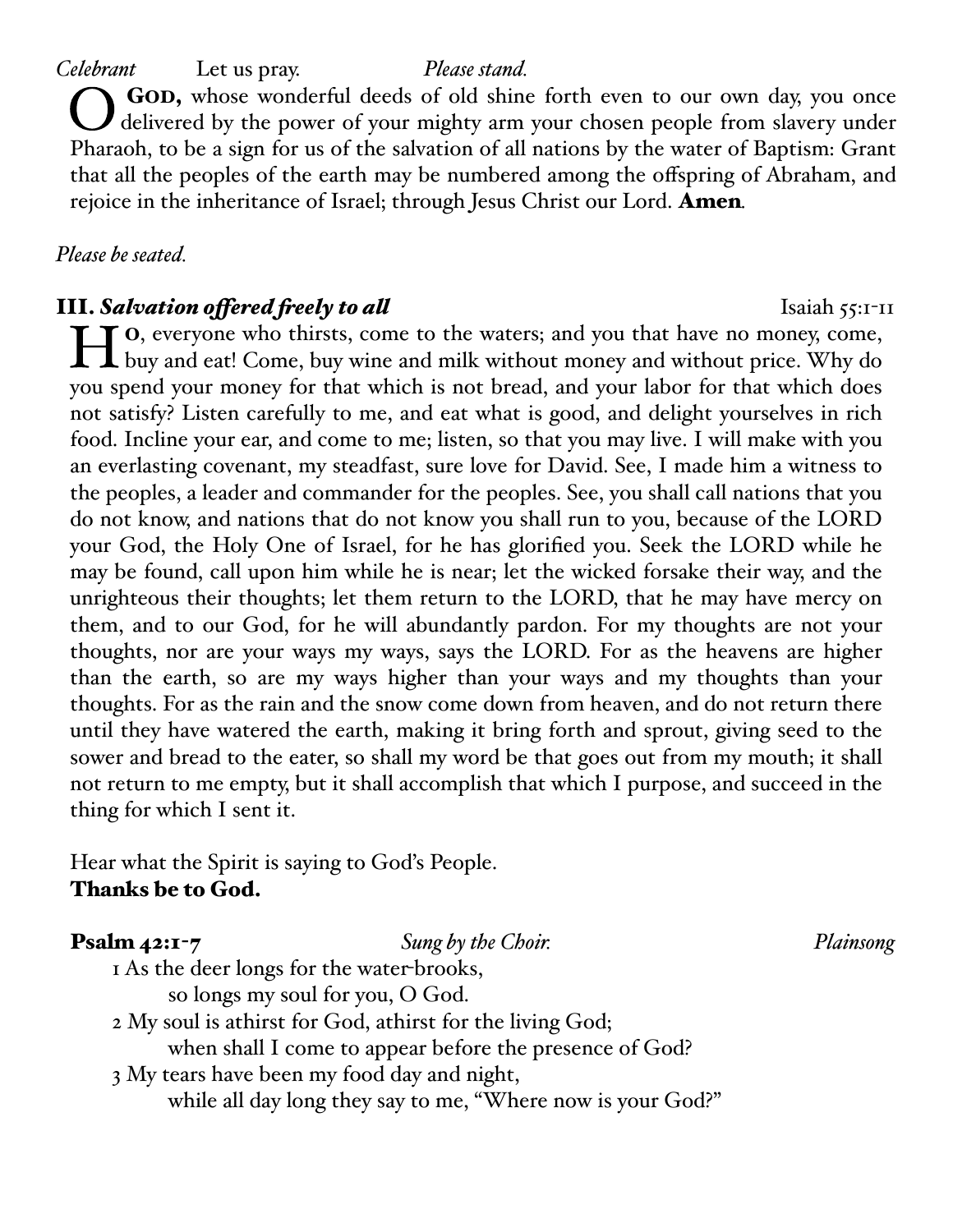*Celebrant* Let us pray. *Please stand.*

O **GOD,** whose wonderful deeds of old shine forth even to our own day, you once delivered by the power of your mighty arm your chosen people from slavery under Pharaoh, to be a sign for us of the salvation of all nations by the water of Baptism: Grant that all the peoples of the earth may be numbered among the offspring of Abraham, and rejoice in the inheritance of Israel; through Jesus Christ our Lord. **Amen**.

*Please be seated.*

### III. *Salvation offered freely to all* Isaiah 55:1-11

HO, everyone who thirsts, come to the waters; and you that have no money, come, buy and eat! Come, buy wine and milk without money and without price. Why do you spend your money for that which is not bread, and your labor for that which does not satisfy? Listen carefully to me, and eat what is good, and delight yourselves in rich food. Incline your ear, and come to me; listen, so that you may live. I will make with you an everlasting covenant, my steadfast, sure love for David. See, I made him a witness to the peoples, a leader and commander for the peoples. See, you shall call nations that you do not know, and nations that do not know you shall run to you, because of the LORD your God, the Holy One of Israel, for he has glorified you. Seek the LORD while he may be found, call upon him while he is near; let the wicked forsake their way, and the unrighteous their thoughts; let them return to the LORD, that he may have mercy on them, and to our God, for he will abundantly pardon. For my thoughts are not your thoughts, nor are your ways my ways, says the LORD. For as the heavens are higher than the earth, so are my ways higher than your ways and my thoughts than your thoughts. For as the rain and the snow come down from heaven, and do not return there until they have watered the earth, making it bring forth and sprout, giving seed to the sower and bread to the eater, so shall my word be that goes out from my mouth; it shall not return to me empty, but it shall accomplish that which I purpose, and succeed in the thing for which I sent it.

Hear what the Spirit is saying to God's People.
**Thanks be to God.**

**Psalm 42:1-7** *Sung by the Choir.* *Plainsong*

1 As the deer longs for the water-brooks,
so longs my soul for you, O God.
2 My soul is athirst for God, athirst for the living God;
when shall I come to appear before the presence of God?
3 My tears have been my food day and night,
while all day long they say to me, "Where now is your God?"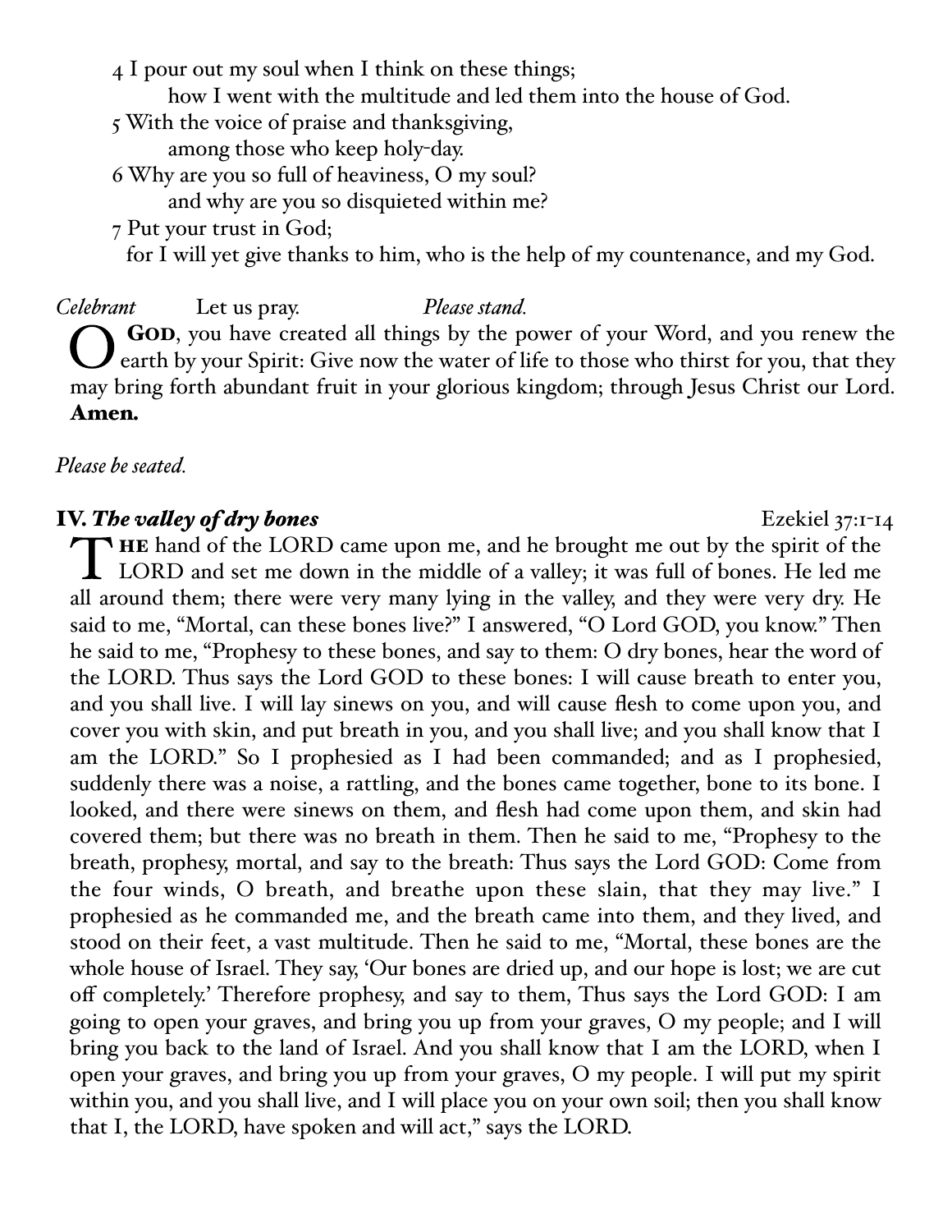4 I pour out my soul when I think on these things;
    how I went with the multitude and led them into the house of God.
5 With the voice of praise and thanksgiving,
    among those who keep holy-day.
6 Why are you so full of heaviness, O my soul?
    and why are you so disquieted within me?
7 Put your trust in God;
    for I will yet give thanks to him, who is the help of my countenance, and my God.

*Celebrant* Let us pray. *Please stand.*

O GOD, you have created all things by the power of your Word, and you renew the earth by your Spirit: Give now the water of life to those who thirst for you, that they may bring forth abundant fruit in your glorious kingdom; through Jesus Christ our Lord. **Amen.**

*Please be seated.*

## IV. *The valley of dry bones* Ezekiel 37:1-14

THE hand of the LORD came upon me, and he brought me out by the spirit of the LORD and set me down in the middle of a valley; it was full of bones. He led me all around them; there were very many lying in the valley, and they were very dry. He said to me, "Mortal, can these bones live?" I answered, "O Lord GOD, you know." Then he said to me, "Prophesy to these bones, and say to them: O dry bones, hear the word of the LORD. Thus says the Lord GOD to these bones: I will cause breath to enter you, and you shall live. I will lay sinews on you, and will cause flesh to come upon you, and cover you with skin, and put breath in you, and you shall live; and you shall know that I am the LORD." So I prophesied as I had been commanded; and as I prophesied, suddenly there was a noise, a rattling, and the bones came together, bone to its bone. I looked, and there were sinews on them, and flesh had come upon them, and skin had covered them; but there was no breath in them. Then he said to me, "Prophesy to the breath, prophesy, mortal, and say to the breath: Thus says the Lord GOD: Come from the four winds, O breath, and breathe upon these slain, that they may live." I prophesied as he commanded me, and the breath came into them, and they lived, and stood on their feet, a vast multitude. Then he said to me, "Mortal, these bones are the whole house of Israel. They say, 'Our bones are dried up, and our hope is lost; we are cut off completely.' Therefore prophesy, and say to them, Thus says the Lord GOD: I am going to open your graves, and bring you up from your graves, O my people; and I will bring you back to the land of Israel. And you shall know that I am the LORD, when I open your graves, and bring you up from your graves, O my people. I will put my spirit within you, and you shall live, and I will place you on your own soil; then you shall know that I, the LORD, have spoken and will act," says the LORD.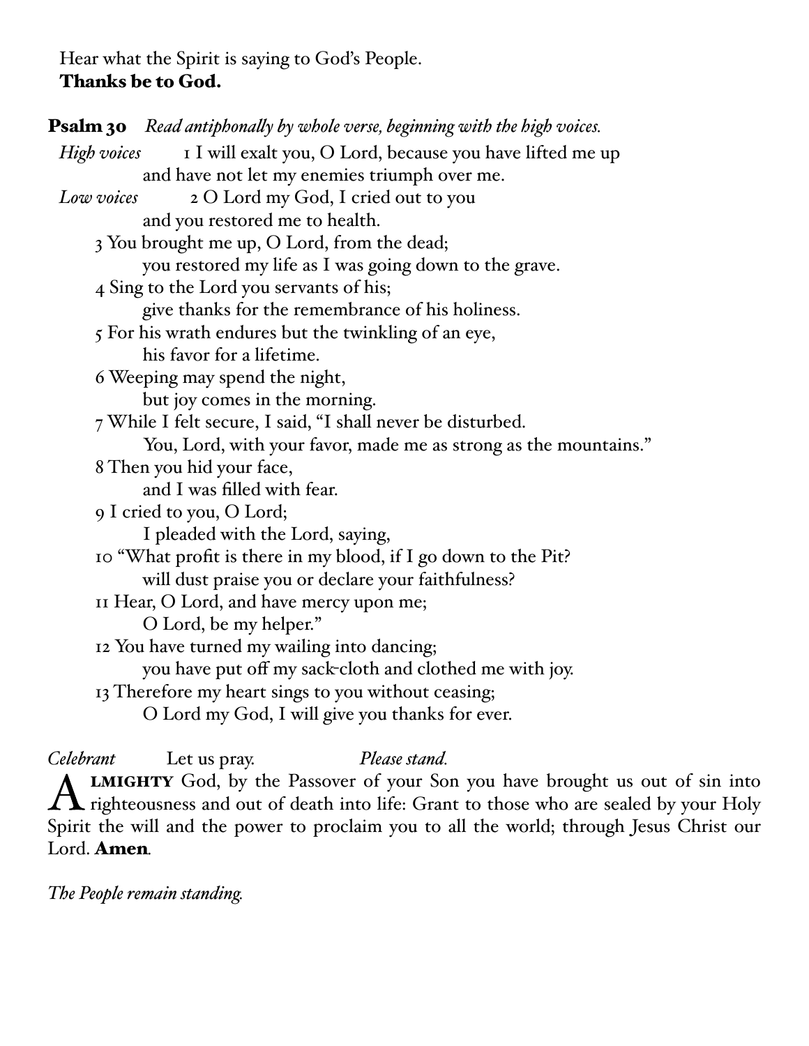Hear what the Spirit is saying to God's People.
**Thanks be to God.**

**Psalm 30** *Read antiphonally by whole verse, beginning with the high voices.*

*High voices* 1 I will exalt you, O Lord, because you have lifted me up
and have not let my enemies triumph over me.

*Low voices* 2 O Lord my God, I cried out to you
and you restored me to health.

3 You brought me up, O Lord, from the dead;
you restored my life as I was going down to the grave.

4 Sing to the Lord you servants of his;
give thanks for the remembrance of his holiness.

5 For his wrath endures but the twinkling of an eye,
his favor for a lifetime.

6 Weeping may spend the night,
but joy comes in the morning.

7 While I felt secure, I said, "I shall never be disturbed.
You, Lord, with your favor, made me as strong as the mountains."

8 Then you hid your face,
and I was filled with fear.

9 I cried to you, O Lord;
I pleaded with the Lord, saying,

10 "What profit is there in my blood, if I go down to the Pit?
will dust praise you or declare your faithfulness?

11 Hear, O Lord, and have mercy upon me;
O Lord, be my helper."

12 You have turned my wailing into dancing;
you have put off my sack-cloth and clothed me with joy.

13 Therefore my heart sings to you without ceasing;
O Lord my God, I will give you thanks for ever.

*Celebrant* Let us pray. *Please stand.*

ALMIGHTY God, by the Passover of your Son you have brought us out of sin into righteousness and out of death into life: Grant to those who are sealed by your Holy Spirit the will and the power to proclaim you to all the world; through Jesus Christ our Lord. **Amen**.

*The People remain standing.*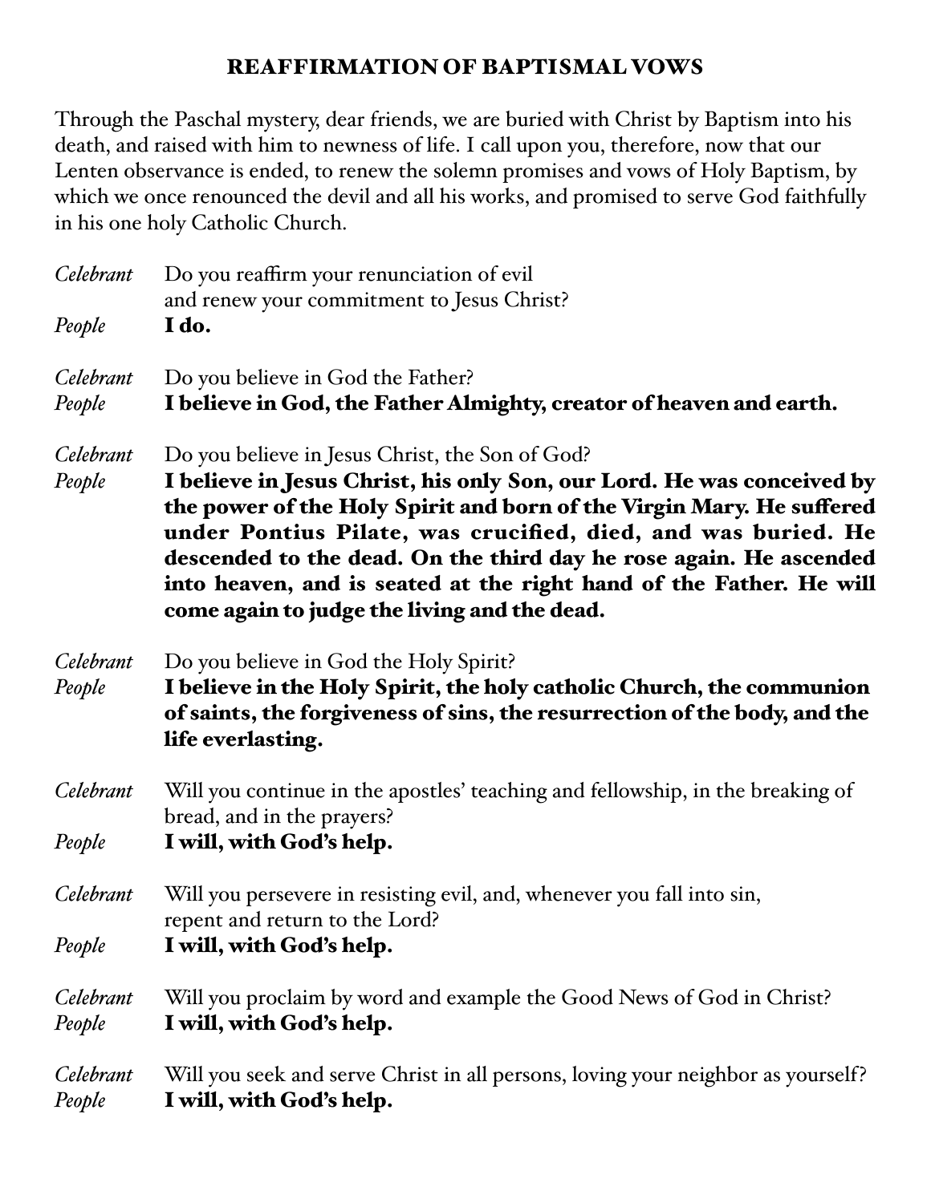## REAFFIRMATION OF BAPTISMAL VOWS

Through the Paschal mystery, dear friends, we are buried with Christ by Baptism into his death, and raised with him to newness of life. I call upon you, therefore, now that our Lenten observance is ended, to renew the solemn promises and vows of Holy Baptism, by which we once renounced the devil and all his works, and promised to serve God faithfully in his one holy Catholic Church.

*Celebrant* Do you reaffirm your renunciation of evil
and renew your commitment to Jesus Christ?

*People* **I do.**

*Celebrant* Do you believe in God the Father?

*People* **I believe in God, the Father Almighty, creator of heaven and earth.**

*Celebrant* Do you believe in Jesus Christ, the Son of God?

*People* **I believe in Jesus Christ, his only Son, our Lord. He was conceived by the power of the Holy Spirit and born of the Virgin Mary. He suffered under Pontius Pilate, was crucified, died, and was buried. He descended to the dead. On the third day he rose again. He ascended into heaven, and is seated at the right hand of the Father. He will come again to judge the living and the dead.**

*Celebrant* Do you believe in God the Holy Spirit?

*People* **I believe in the Holy Spirit, the holy catholic Church, the communion of saints, the forgiveness of sins, the resurrection of the body, and the life everlasting.**

*Celebrant* Will you continue in the apostles' teaching and fellowship, in the breaking of bread, and in the prayers?

*People* **I will, with God's help.**

*Celebrant* Will you persevere in resisting evil, and, whenever you fall into sin, repent and return to the Lord?

*People* **I will, with God's help.**

*Celebrant* Will you proclaim by word and example the Good News of God in Christ?

*People* **I will, with God's help.**

*Celebrant* Will you seek and serve Christ in all persons, loving your neighbor as yourself?

*People* **I will, with God's help.**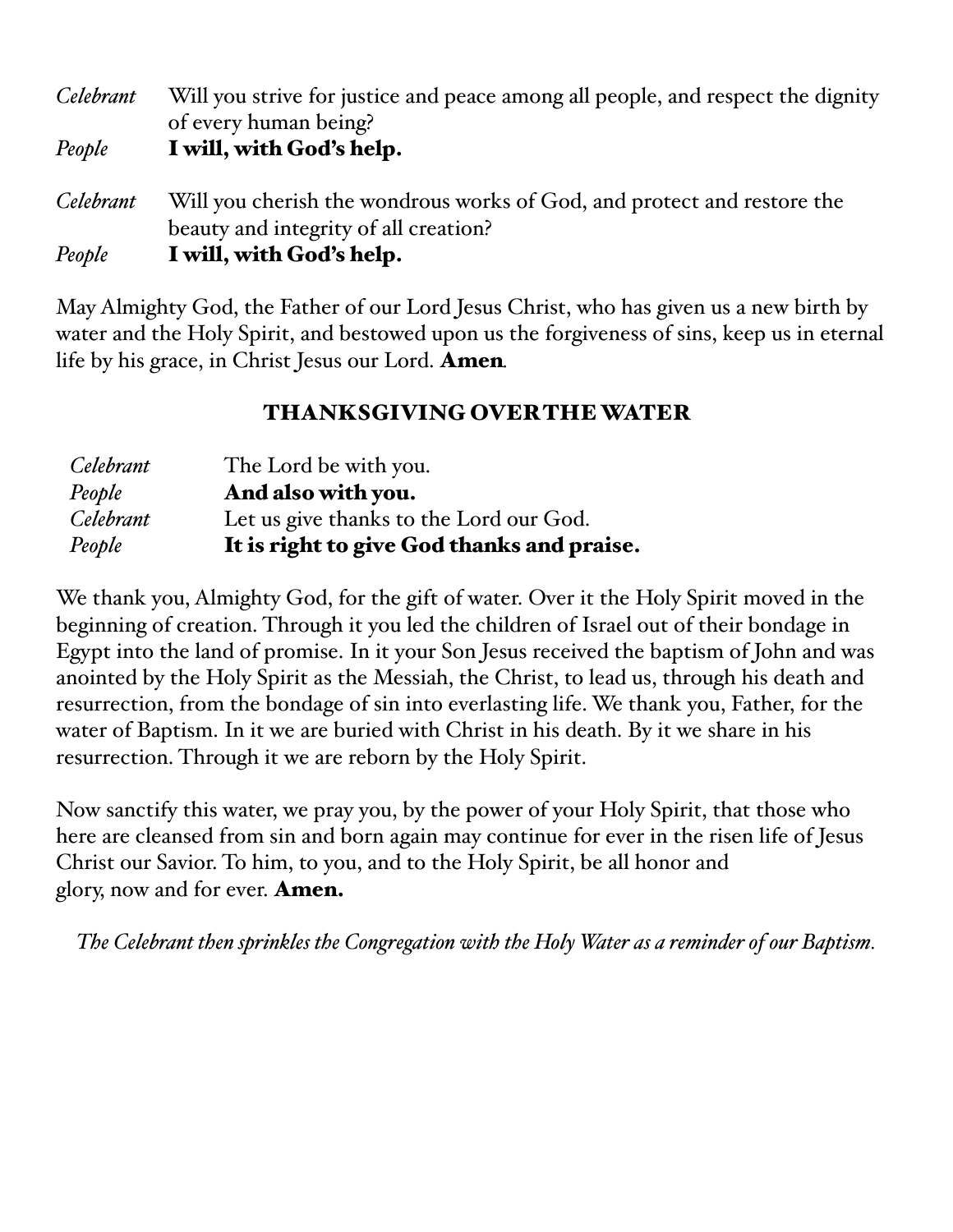*Celebrant* Will you strive for justice and peace among all people, and respect the dignity of every human being?

*People* **I will, with God's help.**

*Celebrant* Will you cherish the wondrous works of God, and protect and restore the beauty and integrity of all creation?

*People* **I will, with God's help.**

May Almighty God, the Father of our Lord Jesus Christ, who has given us a new birth by water and the Holy Spirit, and bestowed upon us the forgiveness of sins, keep us in eternal life by his grace, in Christ Jesus our Lord. **Amen**.

## THANKSGIVING OVER THE WATER

*Celebrant* The Lord be with you.

*People* **And also with you.**

*Celebrant* Let us give thanks to the Lord our God.

*People* **It is right to give God thanks and praise.**

We thank you, Almighty God, for the gift of water. Over it the Holy Spirit moved in the beginning of creation. Through it you led the children of Israel out of their bondage in Egypt into the land of promise. In it your Son Jesus received the baptism of John and was anointed by the Holy Spirit as the Messiah, the Christ, to lead us, through his death and resurrection, from the bondage of sin into everlasting life. We thank you, Father, for the water of Baptism. In it we are buried with Christ in his death. By it we share in his resurrection. Through it we are reborn by the Holy Spirit.

Now sanctify this water, we pray you, by the power of your Holy Spirit, that those who here are cleansed from sin and born again may continue for ever in the risen life of Jesus Christ our Savior. To him, to you, and to the Holy Spirit, be all honor and glory, now and for ever. **Amen.**

*The Celebrant then sprinkles the Congregation with the Holy Water as a reminder of our Baptism.*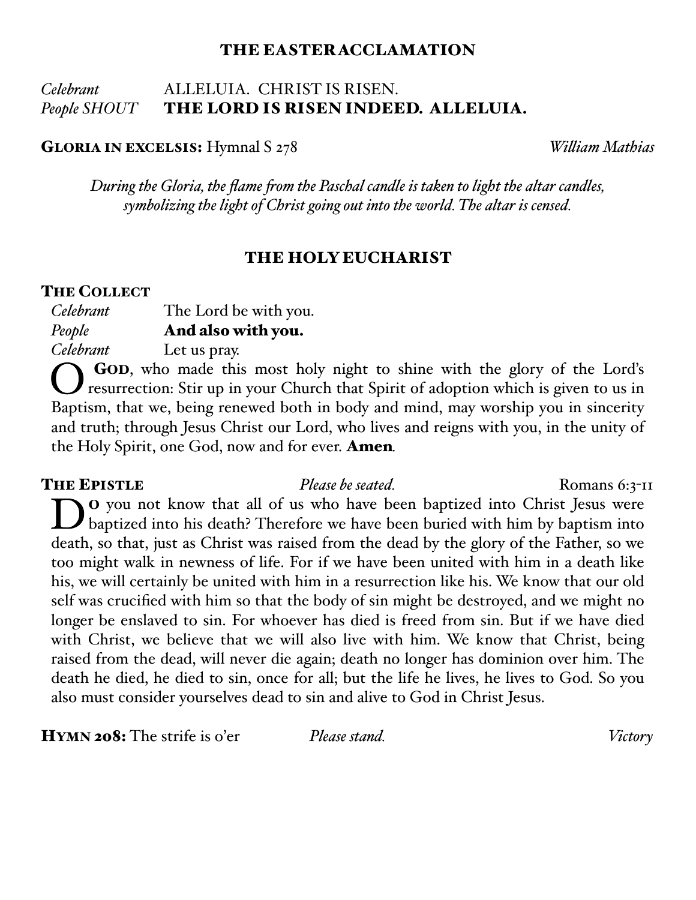## THE EASTER ACCLAMATION

*Celebrant* ALLELUIA. CHRIST IS RISEN.
*People SHOUT* **THE LORD IS RISEN INDEED. ALLELUIA.**

**GLORIA IN EXCELSIS:** Hymnal S 278 *William Mathias*

*During the Gloria, the flame from the Paschal candle is taken to light the altar candles, symbolizing the light of Christ going out into the world. The altar is censed.*

## THE HOLY EUCHARIST

**THE COLLECT**

*Celebrant* The Lord be with you.
*People* **And also with you.**
*Celebrant* Let us pray.

O **GOD**, who made this most holy night to shine with the glory of the Lord's resurrection: Stir up in your Church that Spirit of adoption which is given to us in Baptism, that we, being renewed both in body and mind, may worship you in sincerity and truth; through Jesus Christ our Lord, who lives and reigns with you, in the unity of the Holy Spirit, one God, now and for ever. **Amen**.

**THE EPISTLE** *Please be seated.* Romans 6:3-11

**DO** you not know that all of us who have been baptized into Christ Jesus were baptized into his death? Therefore we have been buried with him by baptism into death, so that, just as Christ was raised from the dead by the glory of the Father, so we too might walk in newness of life. For if we have been united with him in a death like his, we will certainly be united with him in a resurrection like his. We know that our old self was crucified with him so that the body of sin might be destroyed, and we might no longer be enslaved to sin. For whoever has died is freed from sin. But if we have died with Christ, we believe that we will also live with him. We know that Christ, being raised from the dead, will never die again; death no longer has dominion over him. The death he died, he died to sin, once for all; but the life he lives, he lives to God. So you also must consider yourselves dead to sin and alive to God in Christ Jesus.

**HYMN 208:** The strife is o'er *Please stand.* *Victory*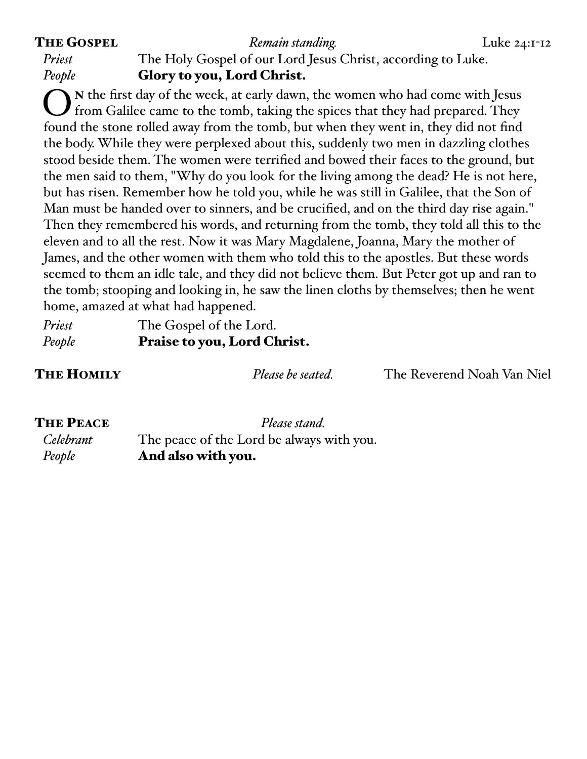## The Gospel

*Remain standing.* Luke 24:1-12

*Priest* The Holy Gospel of our Lord Jesus Christ, according to Luke.
*People* **Glory to you, Lord Christ.**

On the first day of the week, at early dawn, the women who had come with Jesus from Galilee came to the tomb, taking the spices that they had prepared. They found the stone rolled away from the tomb, but when they went in, they did not find the body. While they were perplexed about this, suddenly two men in dazzling clothes stood beside them. The women were terrified and bowed their faces to the ground, but the men said to them, "Why do you look for the living among the dead? He is not here, but has risen. Remember how he told you, while he was still in Galilee, that the Son of Man must be handed over to sinners, and be crucified, and on the third day rise again." Then they remembered his words, and returning from the tomb, they told all this to the eleven and to all the rest. Now it was Mary Magdalene, Joanna, Mary the mother of James, and the other women with them who told this to the apostles. But these words seemed to them an idle tale, and they did not believe them. But Peter got up and ran to the tomb; stooping and looking in, he saw the linen cloths by themselves; then he went home, amazed at what had happened.

*Priest* The Gospel of the Lord.
*People* **Praise to you, Lord Christ.**

## The Homily

*Please be seated.* The Reverend Noah Van Niel

## The Peace

*Please stand.*

*Celebrant* The peace of the Lord be always with you.
*People* **And also with you.**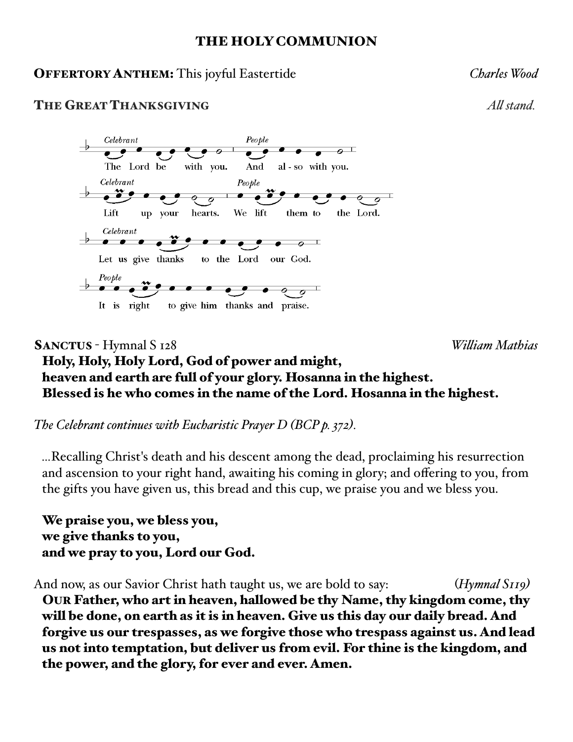# THE HOLY COMMUNION

**OFFERTORY ANTHEM:** This joyful Eastertide *Charles Wood*

**THE GREAT THANKSGIVING** *All stand.*

*Celebrant* The Lord be with you. *People* And also with you.

*Celebrant* Lift up your hearts. *People* We lift them to the Lord.

*Celebrant* Let us give thanks to the Lord our God.

*People* It is right to give him thanks and praise.

**SANCTUS** - Hymnal S 128 *William Mathias*

**Holy, Holy, Holy Lord, God of power and might,**
**heaven and earth are full of your glory. Hosanna in the highest.**
**Blessed is he who comes in the name of the Lord. Hosanna in the highest.**

*The Celebrant continues with Eucharistic Prayer D (BCP p. 372).*

...Recalling Christ's death and his descent among the dead, proclaiming his resurrection and ascension to your right hand, awaiting his coming in glory; and offering to you, from the gifts you have given us, this bread and this cup, we praise you and we bless you.

**We praise you, we bless you,**
**we give thanks to you,**
**and we pray to you, Lord our God.**

And now, as our Savior Christ hath taught us, we are bold to say: (*Hymnal S119*)

**OUR Father, who art in heaven, hallowed be thy Name, thy kingdom come, thy will be done, on earth as it is in heaven. Give us this day our daily bread. And forgive us our trespasses, as we forgive those who trespass against us. And lead us not into temptation, but deliver us from evil. For thine is the kingdom, and the power, and the glory, for ever and ever. Amen.**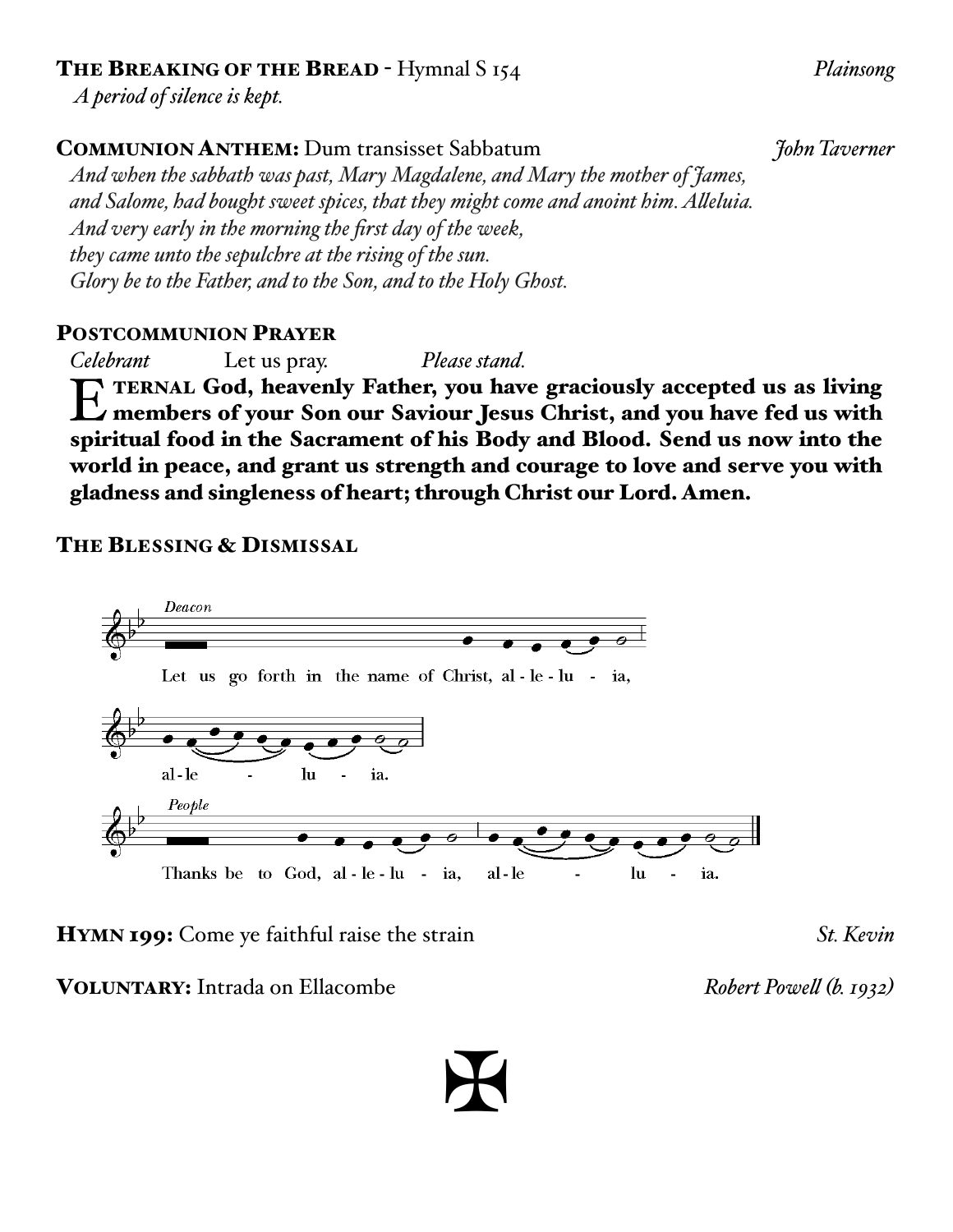**The Breaking of the Bread** - Hymnal S 154 *Plainsong*

*A period of silence is kept.*

**Communion Anthem:** Dum transisset Sabbatum *John Taverner*

*And when the sabbath was past, Mary Magdalene, and Mary the mother of James,*
*and Salome, had bought sweet spices, that they might come and anoint him. Alleluia.*
*And very early in the morning the first day of the week,*
*they came unto the sepulchre at the rising of the sun.*
*Glory be to the Father, and to the Son, and to the Holy Ghost.*

**Postcommunion Prayer**

*Celebrant* Let us pray. *Please stand.*

**Eternal God, heavenly Father, you have graciously accepted us as living members of your Son our Saviour Jesus Christ, and you have fed us with spiritual food in the Sacrament of his Body and Blood. Send us now into the world in peace, and grant us strength and courage to love and serve you with gladness and singleness of heart; through Christ our Lord. Amen.**

**The Blessing & Dismissal**

*Deacon*
Let us go forth in the name of Christ, al - le - lu - ia,
al - le - lu - ia.

*People*
Thanks be to God, al - le - lu - ia, al - le - lu - ia.

**Hymn 199:** Come ye faithful raise the strain *St. Kevin*

**Voluntary:** Intrada on Ellacombe *Robert Powell (b. 1932)*